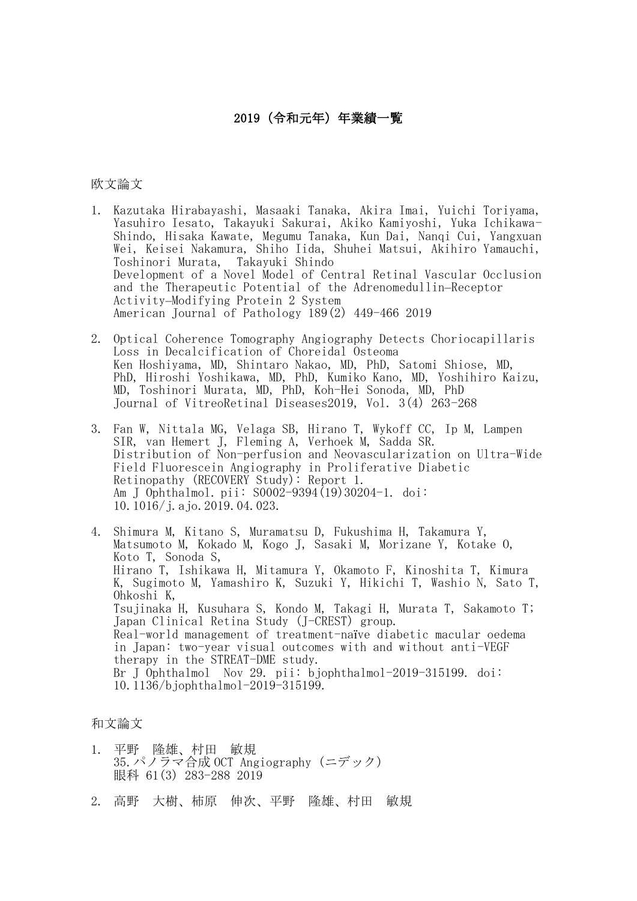# 2019（令和元年）年業績一覧

## 欧文論文

1. Kazutaka Hirabayashi, Masaaki Tanaka, Akira Imai, Yuichi Toriyama, Yasuhiro Iesato, Takayuki Sakurai, Akiko Kamiyoshi, Yuka Ichikawa-Shindo, Hisaka Kawate, Megumu Tanaka, Kun Dai, Nanqi Cui, Yangxuan Wei, Keisei Nakamura, Shiho Iida, Shuhei Matsui, Akihiro Yamauchi, Toshinori Murata, Takayuki Shindo
   Development of a Novel Model of Central Retinal Vascular Occlusion and the Therapeutic Potential of the Adrenomedullin–Receptor Activity–Modifying Protein 2 System
   American Journal of Pathology 189(2) 449-466 2019

2. Optical Coherence Tomography Angiography Detects Choriocapillaris Loss in Decalcification of Choreidal Osteoma
   Ken Hoshiyama, MD, Shintaro Nakao, MD, PhD, Satomi Shiose, MD, PhD, Hiroshi Yoshikawa, MD, PhD, Kumiko Kano, MD, Yoshihiro Kaizu, MD, Toshinori Murata, MD, PhD, Koh-Hei Sonoda, MD, PhD
   Journal of VitreoRetinal Diseases2019, Vol. 3(4) 263-268

3. Fan W, Nittala MG, Velaga SB, Hirano T, Wykoff CC, Ip M, Lampen SIR, van Hemert J, Fleming A, Verhoek M, Sadda SR.
   Distribution of Non-perfusion and Neovascularization on Ultra-Wide Field Fluorescein Angiography in Proliferative Diabetic Retinopathy (RECOVERY Study): Report 1.
   Am J Ophthalmol. pii: S0002-9394(19)30204-1. doi: 10.1016/j.ajo.2019.04.023.

4. Shimura M, Kitano S, Muramatsu D, Fukushima H, Takamura Y, Matsumoto M, Kokado M, Kogo J, Sasaki M, Morizane Y, Kotake O, Koto T, Sonoda S,
   Hirano T, Ishikawa H, Mitamura Y, Okamoto F, Kinoshita T, Kimura K, Sugimoto M, Yamashiro K, Suzuki Y, Hikichi T, Washio N, Sato T, Ohkoshi K,
   Tsujinaka H, Kusuhara S, Kondo M, Takagi H, Murata T, Sakamoto T; Japan Clinical Retina Study (J-CREST) group.
   Real-world management of treatment-naïve diabetic macular oedema in Japan: two-year visual outcomes with and without anti-VEGF therapy in the STREAT-DME study.
   Br J Ophthalmol Nov 29. pii: bjophthalmol-2019-315199. doi: 10.1136/bjophthalmol-2019-315199.

## 和文論文

1. 平野　隆雄、村田　敏規
   35.パノラマ合成OCT Angiography（ニデック）
   眼科 61(3) 283-288 2019

2. 高野　大樹、柿原　伸次、平野　隆雄、村田　敏規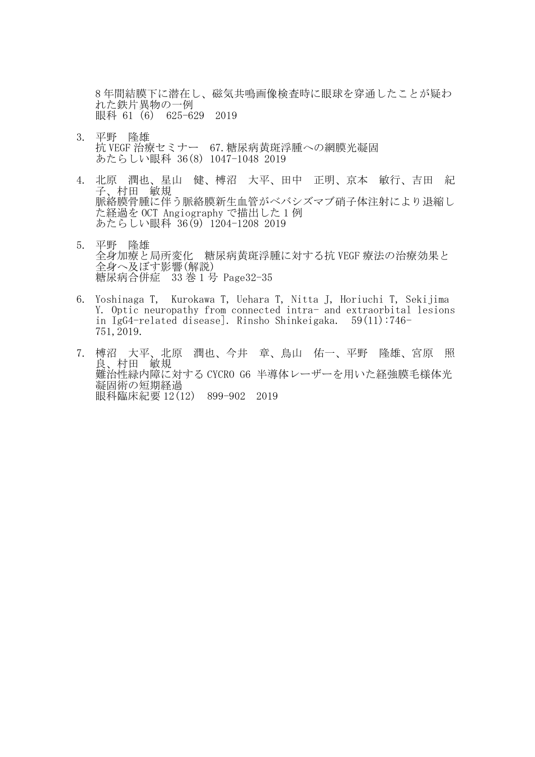8 年間結膜下に潜在し、磁気共鳴画像検査時に眼球を穿通したことが疑われた鉄片異物の一例
眼科 61 (6)　625-629　2019

3. 平野　隆雄
   抗 VEGF 治療セミナー　67.糖尿病黄斑浮腫への網膜光凝固
   あたらしい眼科 36(8) 1047-1048 2019

4. 北原　潤也、星山　健、榑沼　大平、田中　正明、京本　敏行、吉田　紀子、村田　敏規
   脈絡膜骨腫に伴う脈絡膜新生血管がベバシズマブ硝子体注射により退縮した経過を OCT Angiography で描出した 1 例
   あたらしい眼科 36(9) 1204-1208 2019

5. 平野　隆雄
   全身加療と局所変化　糖尿病黄斑浮腫に対する抗 VEGF 療法の治療効果と全身へ及ぼす影響(解説)
   糖尿病合併症　33 巻 1 号 Page32-35

6. Yoshinaga T,  Kurokawa T, Uehara T, Nitta J, Horiuchi T, Sekijima Y. Optic neuropathy from connected intra- and extraorbital lesions in IgG4-related disease]. Rinsho Shinkeigaka.  59(11):746-751,2019.

7. 榑沼　大平、北原　潤也、今井　章、鳥山　佑一、平野　隆雄、宮原　照良、村田　敏規
   難治性緑内障に対する CYCRO G6 半導体レーザーを用いた経強膜毛様体光凝固術の短期経過
   眼科臨床紀要 12(12)　899-902　2019